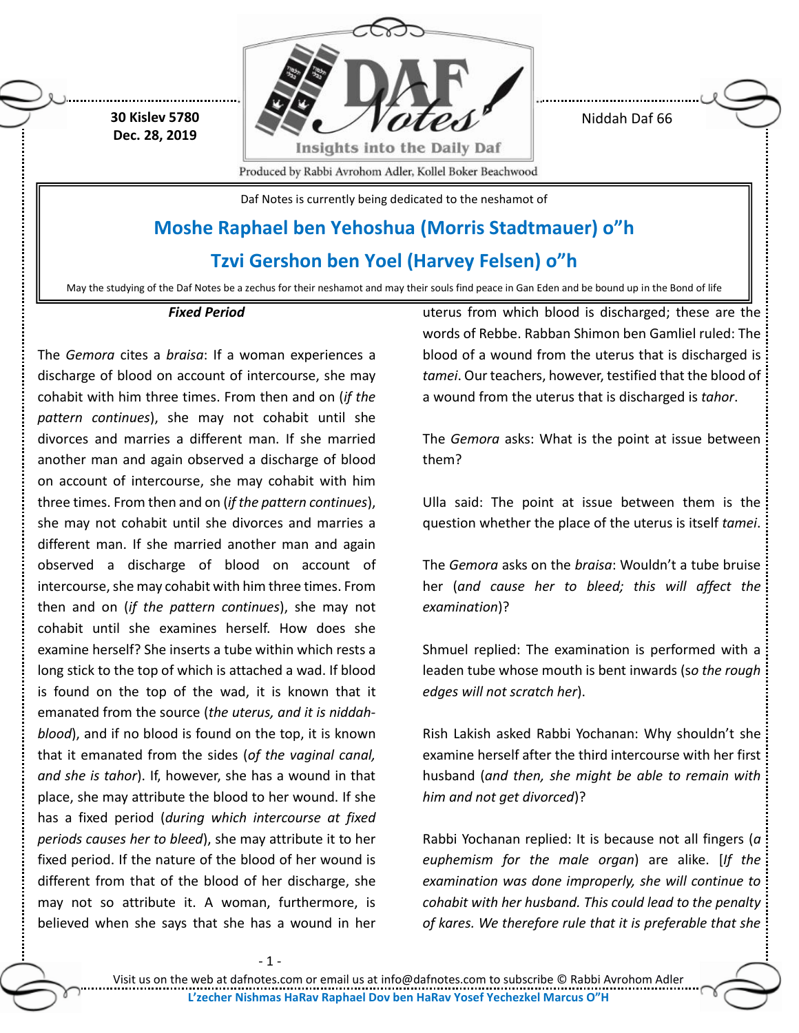30 Kislev 5780
Dec. 28, 2019

Niddah Daf 66

Produced by Rabbi Avrohom Adler, Kollel Boker Beachwood

Daf Notes is currently being dedicated to the neshamot of

## Moshe Raphael ben Yehoshua (Morris Stadtmauer) o"h

## Tzvi Gershon ben Yoel (Harvey Felsen) o"h

May the studying of the Daf Notes be a zechus for their neshamot and may their souls find peace in Gan Eden and be bound up in the Bond of life

### *Fixed Period*

The *Gemora* cites a *braisa*: If a woman experiences a discharge of blood on account of intercourse, she may cohabit with him three times. From then and on (*if the pattern continues*), she may not cohabit until she divorces and marries a different man. If she married another man and again observed a discharge of blood on account of intercourse, she may cohabit with him three times. From then and on (*if the pattern continues*), she may not cohabit until she divorces and marries a different man. If she married another man and again observed a discharge of blood on account of intercourse, she may cohabit with him three times. From then and on (*if the pattern continues*), she may not cohabit until she examines herself. How does she examine herself? She inserts a tube within which rests a long stick to the top of which is attached a wad. If blood is found on the top of the wad, it is known that it emanated from the source (*the uterus, and it is niddah-blood*), and if no blood is found on the top, it is known that it emanated from the sides (*of the vaginal canal, and she is tahor*). If, however, she has a wound in that place, she may attribute the blood to her wound. If she has a fixed period (*during which intercourse at fixed periods causes her to bleed*), she may attribute it to her fixed period. If the nature of the blood of her wound is different from that of the blood of her discharge, she may not so attribute it. A woman, furthermore, is believed when she says that she has a wound in her uterus from which blood is discharged; these are the words of Rebbe. Rabban Shimon ben Gamliel ruled: The blood of a wound from the uterus that is discharged is *tamei*. Our teachers, however, testified that the blood of a wound from the uterus that is discharged is *tahor*.

The *Gemora* asks: What is the point at issue between them?

Ulla said: The point at issue between them is the question whether the place of the uterus is itself *tamei*.

The *Gemora* asks on the *braisa*: Wouldn't a tube bruise her (*and cause her to bleed; this will affect the examination*)?

Shmuel replied: The examination is performed with a leaden tube whose mouth is bent inwards (s*o the rough edges will not scratch her*).

Rish Lakish asked Rabbi Yochanan: Why shouldn't she examine herself after the third intercourse with her first husband (*and then, she might be able to remain with him and not get divorced*)?

Rabbi Yochanan replied: It is because not all fingers (*a euphemism for the male organ*) are alike. [*If the examination was done improperly, she will continue to cohabit with her husband. This could lead to the penalty of kares. We therefore rule that it is preferable that she*

Visit us on the web at dafnotes.com or email us at info@dafnotes.com to subscribe © Rabbi Avrohom Adler

L'zecher Nishmas HaRav Raphael Dov ben HaRav Yosef Yechezkel Marcus O"H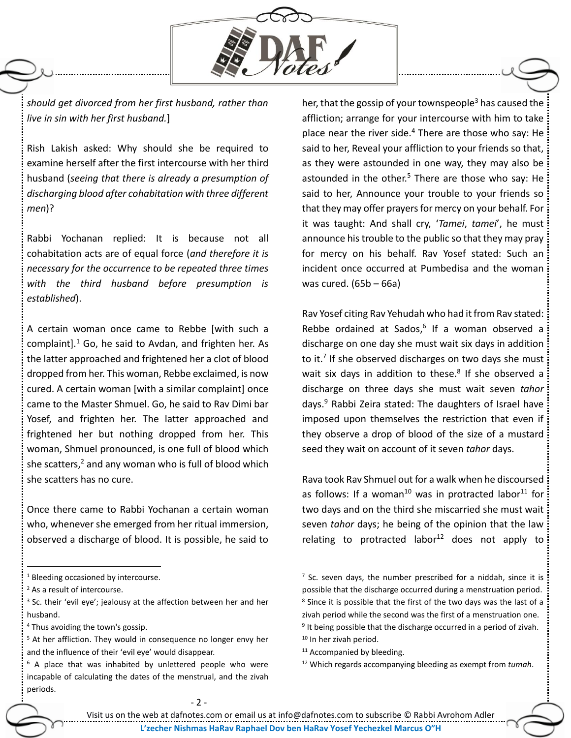*should get divorced from her first husband, rather than live in sin with her first husband.*]

Rish Lakish asked: Why should she be required to examine herself after the first intercourse with her third husband (*seeing that there is already a presumption of discharging blood after cohabitation with three different men*)?

Rabbi Yochanan replied: It is because not all cohabitation acts are of equal force (*and therefore it is necessary for the occurrence to be repeated three times with the third husband before presumption is established*).

A certain woman once came to Rebbe [with such a complaint].[1] Go, he said to Avdan, and frighten her. As the latter approached and frightened her a clot of blood dropped from her. This woman, Rebbe exclaimed, is now cured. A certain woman [with a similar complaint] once came to the Master Shmuel. Go, he said to Rav Dimi bar Yosef, and frighten her. The latter approached and frightened her but nothing dropped from her. This woman, Shmuel pronounced, is one full of blood which she scatters,[2] and any woman who is full of blood which she scatters has no cure.

Once there came to Rabbi Yochanan a certain woman who, whenever she emerged from her ritual immersion, observed a discharge of blood. It is possible, he said to her, that the gossip of your townspeople[3] has caused the affliction; arrange for your intercourse with him to take place near the river side.[4] There are those who say: He said to her, Reveal your affliction to your friends so that, as they were astounded in one way, they may also be astounded in the other.[5] There are those who say: He said to her, Announce your trouble to your friends so that they may offer prayers for mercy on your behalf. For it was taught: And shall cry, '*Tamei*, *tamei*', he must announce his trouble to the public so that they may pray for mercy on his behalf. Rav Yosef stated: Such an incident once occurred at Pumbedisa and the woman was cured. (65b – 66a)

Rav Yosef citing Rav Yehudah who had it from Rav stated: Rebbe ordained at Sados,[6] If a woman observed a discharge on one day she must wait six days in addition to it.[7] If she observed discharges on two days she must wait six days in addition to these.[8] If she observed a discharge on three days she must wait seven *tahor* days.[9] Rabbi Zeira stated: The daughters of Israel have imposed upon themselves the restriction that even if they observe a drop of blood of the size of a mustard seed they wait on account of it seven *tahor* days.

Rava took Rav Shmuel out for a walk when he discoursed as follows: If a woman[10] was in protracted labor[11] for two days and on the third she miscarried she must wait seven *tahor* days; he being of the opinion that the law relating to protracted labor[12] does not apply to

---

[1] Bleeding occasioned by intercourse.

[2] As a result of intercourse.

[3] Sc. their 'evil eye'; jealousy at the affection between her and her husband.

[4] Thus avoiding the town's gossip.

[5] At her affliction. They would in consequence no longer envy her and the influence of their 'evil eye' would disappear.

[6] A place that was inhabited by unlettered people who were incapable of calculating the dates of the menstrual, and the zivah periods.

[7] Sc. seven days, the number prescribed for a niddah, since it is possible that the discharge occurred during a menstruation period.

[8] Since it is possible that the first of the two days was the last of a zivah period while the second was the first of a menstruation one.

[9] It being possible that the discharge occurred in a period of zivah.

[10] In her zivah period.

[11] Accompanied by bleeding.

[12] Which regards accompanying bleeding as exempt from *tumah*.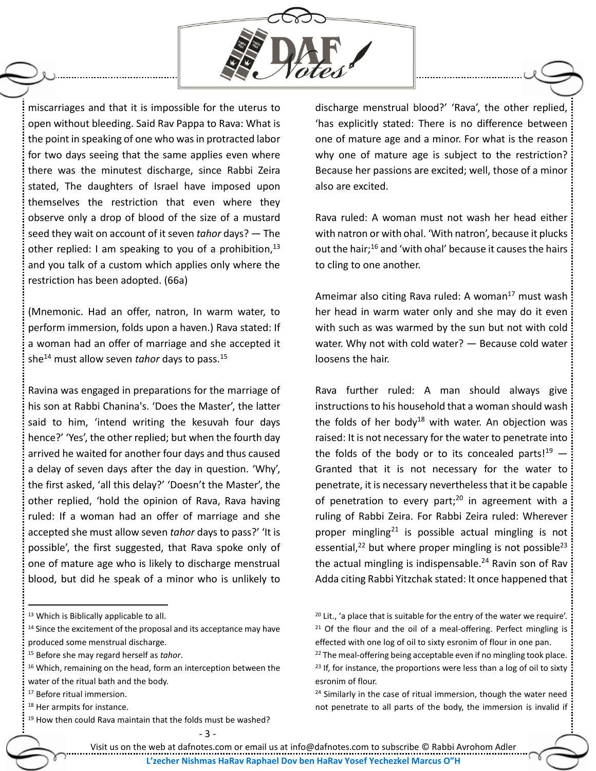miscarriages and that it is impossible for the uterus to open without bleeding. Said Rav Pappa to Rava: What is the point in speaking of one who was in protracted labor for two days seeing that the same applies even where there was the minutest discharge, since Rabbi Zeira stated, The daughters of Israel have imposed upon themselves the restriction that even where they observe only a drop of blood of the size of a mustard seed they wait on account of it seven *tahor* days? — The other replied: I am speaking to you of a prohibition,[13] and you talk of a custom which applies only where the restriction has been adopted. (66a)

(Mnemonic. Had an offer, natron, In warm water, to perform immersion, folds upon a haven.) Rava stated: If a woman had an offer of marriage and she accepted it she[14] must allow seven *tahor* days to pass.[15]

Ravina was engaged in preparations for the marriage of his son at Rabbi Chanina's. 'Does the Master', the latter said to him, 'intend writing the kesuvah four days hence?' 'Yes', the other replied; but when the fourth day arrived he waited for another four days and thus caused a delay of seven days after the day in question. 'Why', the first asked, 'all this delay?' 'Doesn't the Master', the other replied, 'hold the opinion of Rava, Rava having ruled: If a woman had an offer of marriage and she accepted she must allow seven *tahor* days to pass?' 'It is possible', the first suggested, that Rava spoke only of one of mature age who is likely to discharge menstrual blood, but did he speak of a minor who is unlikely to discharge menstrual blood?' 'Rava', the other replied, 'has explicitly stated: There is no difference between one of mature age and a minor. For what is the reason why one of mature age is subject to the restriction? Because her passions are excited; well, those of a minor also are excited.

Rava ruled: A woman must not wash her head either with natron or with ohal. 'With natron', because it plucks out the hair;[16] and 'with ohal' because it causes the hairs to cling to one another.

Ameimar also citing Rava ruled: A woman[17] must wash her head in warm water only and she may do it even with such as was warmed by the sun but not with cold water. Why not with cold water? — Because cold water loosens the hair.

Rava further ruled: A man should always give instructions to his household that a woman should wash the folds of her body[18] with water. An objection was raised: It is not necessary for the water to penetrate into the folds of the body or to its concealed parts![19] — Granted that it is not necessary for the water to penetrate, it is necessary nevertheless that it be capable of penetration to every part;[20] in agreement with a ruling of Rabbi Zeira. For Rabbi Zeira ruled: Wherever proper mingling[21] is possible actual mingling is not essential,[22] but where proper mingling is not possible[23] the actual mingling is indispensable.[24] Ravin son of Rav Adda citing Rabbi Yitzchak stated: It once happened that

---

[13] Which is Biblically applicable to all.

[14] Since the excitement of the proposal and its acceptance may have produced some menstrual discharge.

[15] Before she may regard herself as *tahor*.

[16] Which, remaining on the head, form an interception between the water of the ritual bath and the body.

[17] Before ritual immersion.

[18] Her armpits for instance.

[19] How then could Rava maintain that the folds must be washed?

[20] Lit., 'a place that is suitable for the entry of the water we require'.

[21] Of the flour and the oil of a meal-offering. Perfect mingling is effected with one log of oil to sixty esronim of flour in one pan.

[22] The meal-offering being acceptable even if no mingling took place.

[23] If, for instance, the proportions were less than a log of oil to sixty esronim of flour.

[24] Similarly in the case of ritual immersion, though the water need not penetrate to all parts of the body, the immersion is invalid if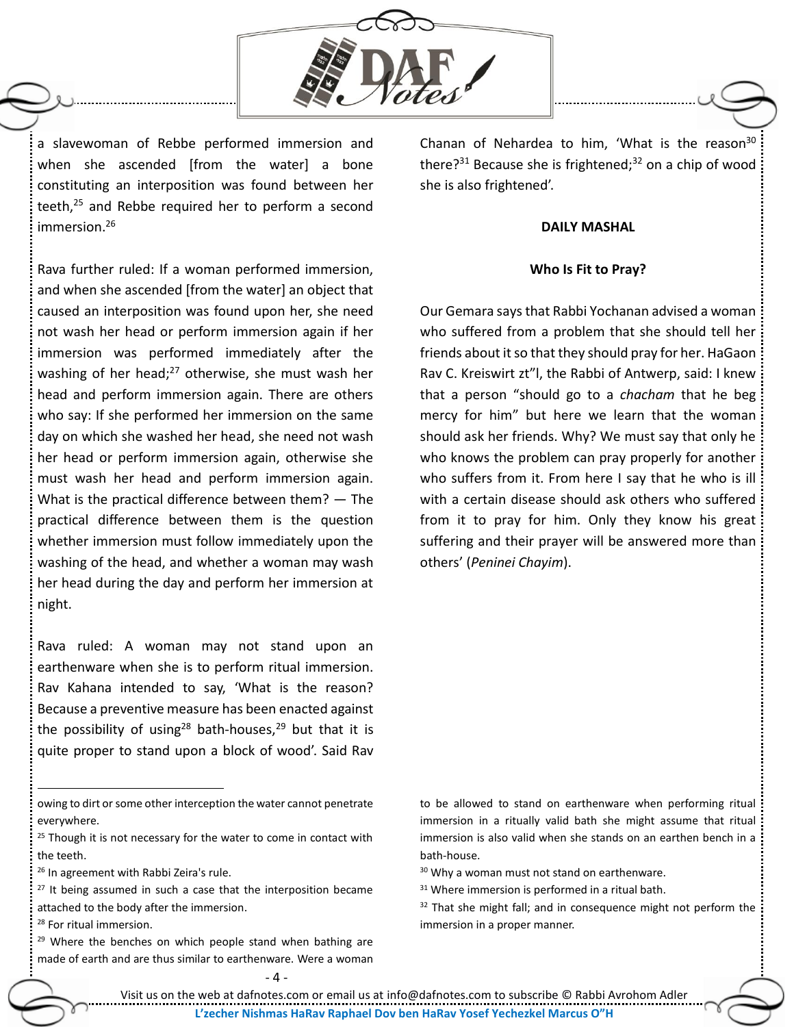a slavewoman of Rebbe performed immersion and when she ascended [from the water] a bone constituting an interposition was found between her teeth,[25] and Rebbe required her to perform a second immersion.[26]

Rava further ruled: If a woman performed immersion, and when she ascended [from the water] an object that caused an interposition was found upon her, she need not wash her head or perform immersion again if her immersion was performed immediately after the washing of her head;[27] otherwise, she must wash her head and perform immersion again. There are others who say: If she performed her immersion on the same day on which she washed her head, she need not wash her head or perform immersion again, otherwise she must wash her head and perform immersion again. What is the practical difference between them? — The practical difference between them is the question whether immersion must follow immediately upon the washing of the head, and whether a woman may wash her head during the day and perform her immersion at night.

Rava ruled: A woman may not stand upon an earthenware when she is to perform ritual immersion. Rav Kahana intended to say, 'What is the reason? Because a preventive measure has been enacted against the possibility of using[28] bath-houses,[29] but that it is quite proper to stand upon a block of wood'. Said Rav Chanan of Nehardea to him, 'What is the reason[30] there?[31] Because she is frightened;[32] on a chip of wood she is also frightened'.

**DAILY MASHAL**

**Who Is Fit to Pray?**

Our Gemara says that Rabbi Yochanan advised a woman who suffered from a problem that she should tell her friends about it so that they should pray for her. HaGaon Rav C. Kreiswirt zt"l, the Rabbi of Antwerp, said: I knew that a person "should go to a *chacham* that he beg mercy for him" but here we learn that the woman should ask her friends. Why? We must say that only he who knows the problem can pray properly for another who suffers from it. From here I say that he who is ill with a certain disease should ask others who suffered from it to pray for him. Only they know his great suffering and their prayer will be answered more than others' (*Peninei Chayim*).

---

owing to dirt or some other interception the water cannot penetrate everywhere.

[25] Though it is not necessary for the water to come in contact with the teeth.

[26] In agreement with Rabbi Zeira's rule.

[27] It being assumed in such a case that the interposition became attached to the body after the immersion.

[28] For ritual immersion.

[29] Where the benches on which people stand when bathing are made of earth and are thus similar to earthenware. Were a woman to be allowed to stand on earthenware when performing ritual immersion in a ritually valid bath she might assume that ritual immersion is also valid when she stands on an earthen bench in a bath-house.

[30] Why a woman must not stand on earthenware.

[31] Where immersion is performed in a ritual bath.

[32] That she might fall; and in consequence might not perform the immersion in a proper manner.